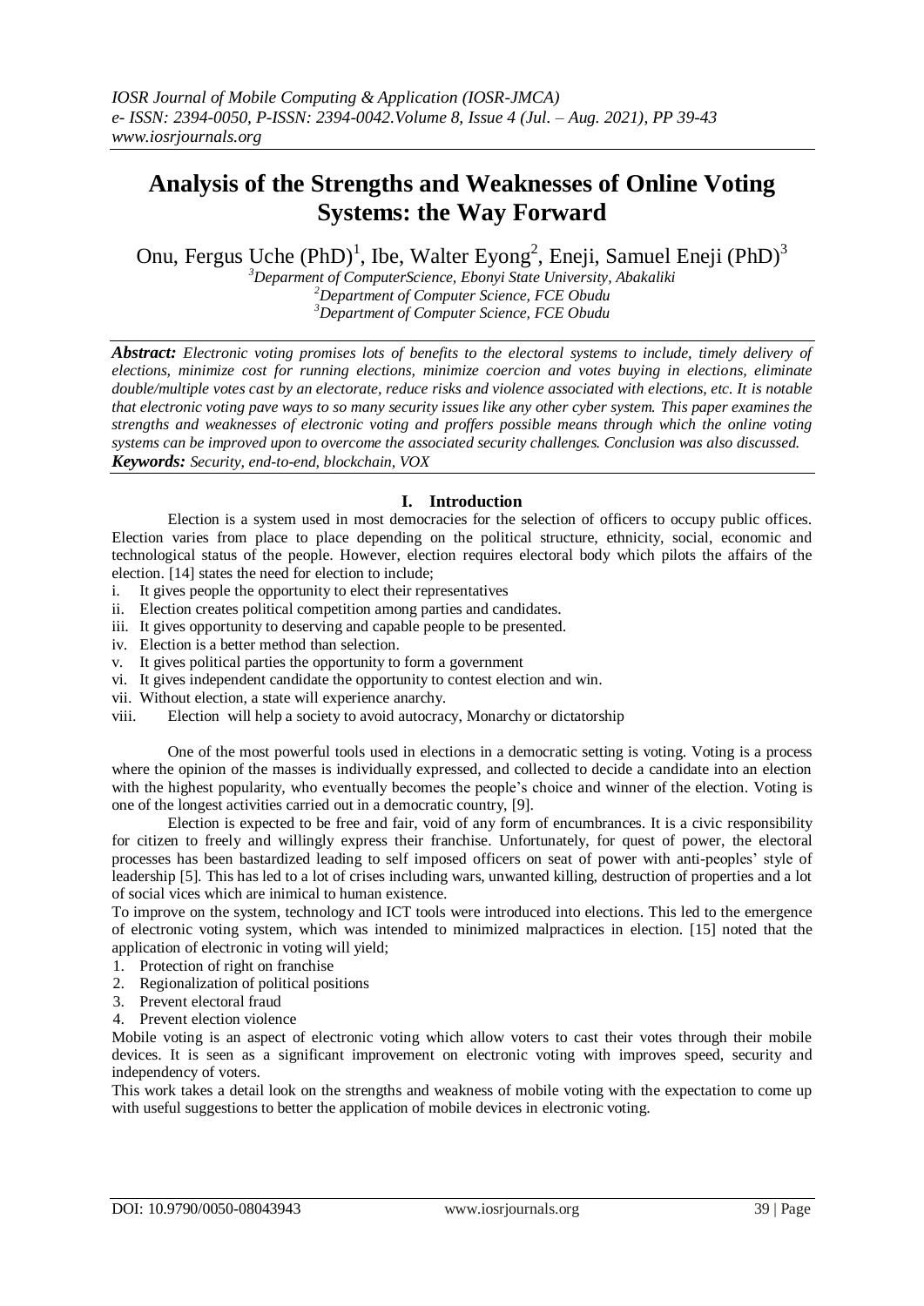# Analysis of the Strengths and Weaknesses of Online Voting Systems: the Way Forward

Onu, Fergus Uche (PhD)[1], Ibe, Walter Eyong[2], Eneji, Samuel Eneji (PhD)[3]

[3]Deparment of ComputerScience, Ebonyi State University, Abakaliki
[2]Department of Computer Science, FCE Obudu
[3]Department of Computer Science, FCE Obudu

***Abstract:*** *Electronic voting promises lots of benefits to the electoral systems to include, timely delivery of elections, minimize cost for running elections, minimize coercion and votes buying in elections, eliminate double/multiple votes cast by an electorate, reduce risks and violence associated with elections, etc. It is notable that electronic voting pave ways to so many security issues like any other cyber system. This paper examines the strengths and weaknesses of electronic voting and proffers possible means through which the online voting systems can be improved upon to overcome the associated security challenges. Conclusion was also discussed.*

***Keywords:*** *Security, end-to-end, blockchain, VOX*

## I. Introduction

Election is a system used in most democracies for the selection of officers to occupy public offices. Election varies from place to place depending on the political structure, ethnicity, social, economic and technological status of the people. However, election requires electoral body which pilots the affairs of the election. [14] states the need for election to include;

i. It gives people the opportunity to elect their representatives
ii. Election creates political competition among parties and candidates.
iii. It gives opportunity to deserving and capable people to be presented.
iv. Election is a better method than selection.
v. It gives political parties the opportunity to form a government
vi. It gives independent candidate the opportunity to contest election and win.
vii. Without election, a state will experience anarchy.
viii. Election will help a society to avoid autocracy, Monarchy or dictatorship

One of the most powerful tools used in elections in a democratic setting is voting. Voting is a process where the opinion of the masses is individually expressed, and collected to decide a candidate into an election with the highest popularity, who eventually becomes the people's choice and winner of the election. Voting is one of the longest activities carried out in a democratic country, [9].

Election is expected to be free and fair, void of any form of encumbrances. It is a civic responsibility for citizen to freely and willingly express their franchise. Unfortunately, for quest of power, the electoral processes has been bastardized leading to self imposed officers on seat of power with anti-peoples' style of leadership [5]. This has led to a lot of crises including wars, unwanted killing, destruction of properties and a lot of social vices which are inimical to human existence.

To improve on the system, technology and ICT tools were introduced into elections. This led to the emergence of electronic voting system, which was intended to minimized malpractices in election. [15] noted that the application of electronic in voting will yield;

1. Protection of right on franchise
2. Regionalization of political positions
3. Prevent electoral fraud
4. Prevent election violence

Mobile voting is an aspect of electronic voting which allow voters to cast their votes through their mobile devices. It is seen as a significant improvement on electronic voting with improves speed, security and independency of voters.

This work takes a detail look on the strengths and weakness of mobile voting with the expectation to come up with useful suggestions to better the application of mobile devices in electronic voting.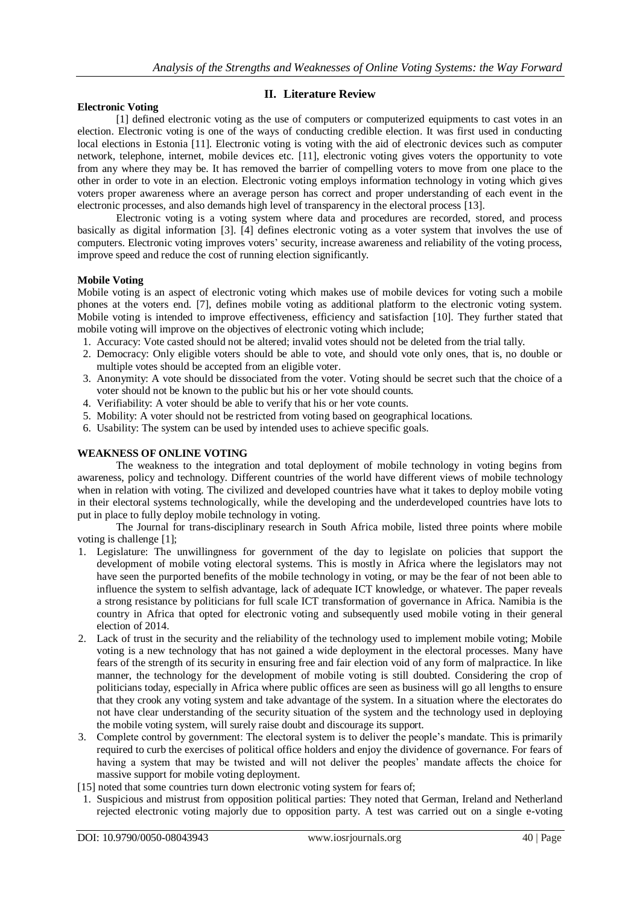## II. Literature Review

**Electronic Voting**

[1] defined electronic voting as the use of computers or computerized equipments to cast votes in an election. Electronic voting is one of the ways of conducting credible election. It was first used in conducting local elections in Estonia [11]. Electronic voting is voting with the aid of electronic devices such as computer network, telephone, internet, mobile devices etc. [11], electronic voting gives voters the opportunity to vote from any where they may be. It has removed the barrier of compelling voters to move from one place to the other in order to vote in an election. Electronic voting employs information technology in voting which gives voters proper awareness where an average person has correct and proper understanding of each event in the electronic processes, and also demands high level of transparency in the electoral process [13].

Electronic voting is a voting system where data and procedures are recorded, stored, and process basically as digital information [3]. [4] defines electronic voting as a voter system that involves the use of computers. Electronic voting improves voters' security, increase awareness and reliability of the voting process, improve speed and reduce the cost of running election significantly.

**Mobile Voting**

Mobile voting is an aspect of electronic voting which makes use of mobile devices for voting such a mobile phones at the voters end. [7], defines mobile voting as additional platform to the electronic voting system. Mobile voting is intended to improve effectiveness, efficiency and satisfaction [10]. They further stated that mobile voting will improve on the objectives of electronic voting which include;

1. Accuracy: Vote casted should not be altered; invalid votes should not be deleted from the trial tally.
2. Democracy: Only eligible voters should be able to vote, and should vote only ones, that is, no double or multiple votes should be accepted from an eligible voter.
3. Anonymity: A vote should be dissociated from the voter. Voting should be secret such that the choice of a voter should not be known to the public but his or her vote should counts.
4. Verifiability: A voter should be able to verify that his or her vote counts.
5. Mobility: A voter should not be restricted from voting based on geographical locations.
6. Usability: The system can be used by intended uses to achieve specific goals.

**WEAKNESS OF ONLINE VOTING**

The weakness to the integration and total deployment of mobile technology in voting begins from awareness, policy and technology. Different countries of the world have different views of mobile technology when in relation with voting. The civilized and developed countries have what it takes to deploy mobile voting in their electoral systems technologically, while the developing and the underdeveloped countries have lots to put in place to fully deploy mobile technology in voting.

The Journal for trans-disciplinary research in South Africa mobile, listed three points where mobile voting is challenge [1];

1. Legislature: The unwillingness for government of the day to legislate on policies that support the development of mobile voting electoral systems. This is mostly in Africa where the legislators may not have seen the purported benefits of the mobile technology in voting, or may be the fear of not been able to influence the system to selfish advantage, lack of adequate ICT knowledge, or whatever. The paper reveals a strong resistance by politicians for full scale ICT transformation of governance in Africa. Namibia is the country in Africa that opted for electronic voting and subsequently used mobile voting in their general election of 2014.
2. Lack of trust in the security and the reliability of the technology used to implement mobile voting; Mobile voting is a new technology that has not gained a wide deployment in the electoral processes. Many have fears of the strength of its security in ensuring free and fair election void of any form of malpractice. In like manner, the technology for the development of mobile voting is still doubted. Considering the crop of politicians today, especially in Africa where public offices are seen as business will go all lengths to ensure that they crook any voting system and take advantage of the system. In a situation where the electorates do not have clear understanding of the security situation of the system and the technology used in deploying the mobile voting system, will surely raise doubt and discourage its support.
3. Complete control by government: The electoral system is to deliver the people's mandate. This is primarily required to curb the exercises of political office holders and enjoy the dividence of governance. For fears of having a system that may be twisted and will not deliver the peoples' mandate affects the choice for massive support for mobile voting deployment.

[15] noted that some countries turn down electronic voting system for fears of;

1. Suspicious and mistrust from opposition political parties: They noted that German, Ireland and Netherland rejected electronic voting majorly due to opposition party. A test was carried out on a single e-voting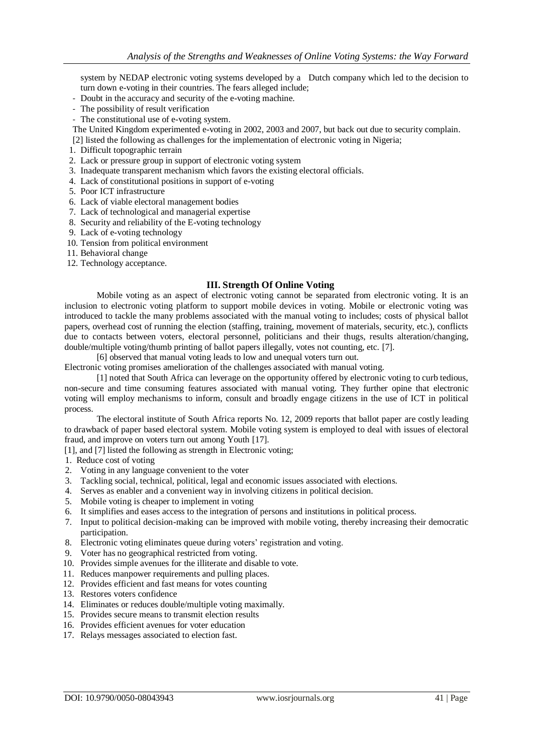system by NEDAP electronic voting systems developed by a Dutch company which led to the decision to turn down e-voting in their countries. The fears alleged include;

- Doubt in the accuracy and security of the e-voting machine.
- The possibility of result verification
- The constitutional use of e-voting system.

The United Kingdom experimented e-voting in 2002, 2003 and 2007, but back out due to security complain.

[2] listed the following as challenges for the implementation of electronic voting in Nigeria;

1. Difficult topographic terrain
2. Lack or pressure group in support of electronic voting system
3. Inadequate transparent mechanism which favors the existing electoral officials.
4. Lack of constitutional positions in support of e-voting
5. Poor ICT infrastructure
6. Lack of viable electoral management bodies
7. Lack of technological and managerial expertise
8. Security and reliability of the E-voting technology
9. Lack of e-voting technology
10. Tension from political environment
11. Behavioral change
12. Technology acceptance.

## III. Strength Of Online Voting

Mobile voting as an aspect of electronic voting cannot be separated from electronic voting. It is an inclusion to electronic voting platform to support mobile devices in voting. Mobile or electronic voting was introduced to tackle the many problems associated with the manual voting to includes; costs of physical ballot papers, overhead cost of running the election (staffing, training, movement of materials, security, etc.), conflicts due to contacts between voters, electoral personnel, politicians and their thugs, results alteration/changing, double/multiple voting/thumb printing of ballot papers illegally, votes not counting, etc. [7].

[6] observed that manual voting leads to low and unequal voters turn out.

Electronic voting promises amelioration of the challenges associated with manual voting.

[1] noted that South Africa can leverage on the opportunity offered by electronic voting to curb tedious, non-secure and time consuming features associated with manual voting. They further opine that electronic voting will employ mechanisms to inform, consult and broadly engage citizens in the use of ICT in political process.

The electoral institute of South Africa reports No. 12, 2009 reports that ballot paper are costly leading to drawback of paper based electoral system. Mobile voting system is employed to deal with issues of electoral fraud, and improve on voters turn out among Youth [17].

[1], and [7] listed the following as strength in Electronic voting;

1. Reduce cost of voting
2. Voting in any language convenient to the voter
3. Tackling social, technical, political, legal and economic issues associated with elections.
4. Serves as enabler and a convenient way in involving citizens in political decision.
5. Mobile voting is cheaper to implement in voting
6. It simplifies and eases access to the integration of persons and institutions in political process.
7. Input to political decision-making can be improved with mobile voting, thereby increasing their democratic participation.
8. Electronic voting eliminates queue during voters' registration and voting.
9. Voter has no geographical restricted from voting.
10. Provides simple avenues for the illiterate and disable to vote.
11. Reduces manpower requirements and pulling places.
12. Provides efficient and fast means for votes counting
13. Restores voters confidence
14. Eliminates or reduces double/multiple voting maximally.
15. Provides secure means to transmit election results
16. Provides efficient avenues for voter education
17. Relays messages associated to election fast.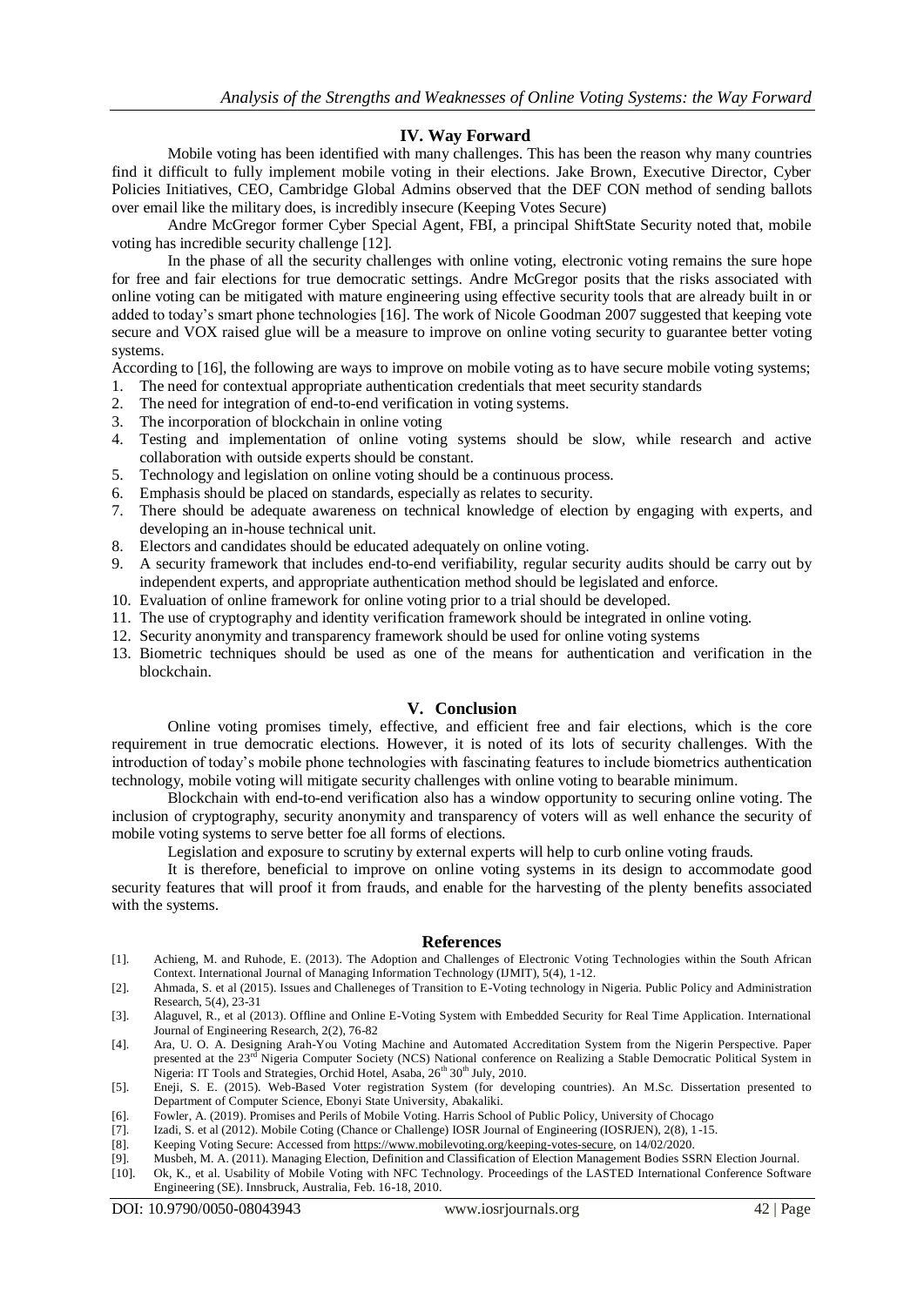## IV. Way Forward

Mobile voting has been identified with many challenges. This has been the reason why many countries find it difficult to fully implement mobile voting in their elections. Jake Brown, Executive Director, Cyber Policies Initiatives, CEO, Cambridge Global Admins observed that the DEF CON method of sending ballots over email like the military does, is incredibly insecure (Keeping Votes Secure)

Andre McGregor former Cyber Special Agent, FBI, a principal ShiftState Security noted that, mobile voting has incredible security challenge [12].

In the phase of all the security challenges with online voting, electronic voting remains the sure hope for free and fair elections for true democratic settings. Andre McGregor posits that the risks associated with online voting can be mitigated with mature engineering using effective security tools that are already built in or added to today's smart phone technologies [16]. The work of Nicole Goodman 2007 suggested that keeping vote secure and VOX raised glue will be a measure to improve on online voting security to guarantee better voting systems.

According to [16], the following are ways to improve on mobile voting as to have secure mobile voting systems;

1. The need for contextual appropriate authentication credentials that meet security standards
2. The need for integration of end-to-end verification in voting systems.
3. The incorporation of blockchain in online voting
4. Testing and implementation of online voting systems should be slow, while research and active collaboration with outside experts should be constant.
5. Technology and legislation on online voting should be a continuous process.
6. Emphasis should be placed on standards, especially as relates to security.
7. There should be adequate awareness on technical knowledge of election by engaging with experts, and developing an in-house technical unit.
8. Electors and candidates should be educated adequately on online voting.
9. A security framework that includes end-to-end verifiability, regular security audits should be carry out by independent experts, and appropriate authentication method should be legislated and enforce.
10. Evaluation of online framework for online voting prior to a trial should be developed.
11. The use of cryptography and identity verification framework should be integrated in online voting.
12. Security anonymity and transparency framework should be used for online voting systems
13. Biometric techniques should be used as one of the means for authentication and verification in the blockchain.

## V. Conclusion

Online voting promises timely, effective, and efficient free and fair elections, which is the core requirement in true democratic elections. However, it is noted of its lots of security challenges. With the introduction of today's mobile phone technologies with fascinating features to include biometrics authentication technology, mobile voting will mitigate security challenges with online voting to bearable minimum.

Blockchain with end-to-end verification also has a window opportunity to securing online voting. The inclusion of cryptography, security anonymity and transparency of voters will as well enhance the security of mobile voting systems to serve better foe all forms of elections.

Legislation and exposure to scrutiny by external experts will help to curb online voting frauds.

It is therefore, beneficial to improve on online voting systems in its design to accommodate good security features that will proof it from frauds, and enable for the harvesting of the plenty benefits associated with the systems.

## References

[1]. Achieng, M. and Ruhode, E. (2013). The Adoption and Challenges of Electronic Voting Technologies within the South African Context. International Journal of Managing Information Technology (IJMIT), 5(4), 1-12.

[2]. Ahmada, S. et al (2015). Issues and Challeneges of Transition to E-Voting technology in Nigeria. Public Policy and Administration Research, 5(4), 23-31

[3]. Alaguvel, R., et al (2013). Offline and Online E-Voting System with Embedded Security for Real Time Application. International Journal of Engineering Research, 2(2), 76-82

[4]. Ara, U. O. A. Designing Arah-You Voting Machine and Automated Accreditation System from the Nigerin Perspective. Paper presented at the 23rd Nigeria Computer Society (NCS) National conference on Realizing a Stable Democratic Political System in Nigeria: IT Tools and Strategies, Orchid Hotel, Asaba, 26th 30th July, 2010.

[5]. Eneji, S. E. (2015). Web-Based Voter registration System (for developing countries). An M.Sc. Dissertation presented to Department of Computer Science, Ebonyi State University, Abakaliki.

[6]. Fowler, A. (2019). Promises and Perils of Mobile Voting. Harris School of Public Policy, University of Chocago

[7]. Izadi, S. et al (2012). Mobile Coting (Chance or Challenge) IOSR Journal of Engineering (IOSRJEN), 2(8), 1-15.

[8]. Keeping Voting Secure: Accessed from https://www.mobilevoting.org/keeping-votes-secure, on 14/02/2020.

[9]. Musbeh, M. A. (2011). Managing Election, Definition and Classification of Election Management Bodies SSRN Election Journal.

[10]. Ok, K., et al. Usability of Mobile Voting with NFC Technology. Proceedings of the LASTED International Conference Software Engineering (SE). Innsbruck, Australia, Feb. 16-18, 2010.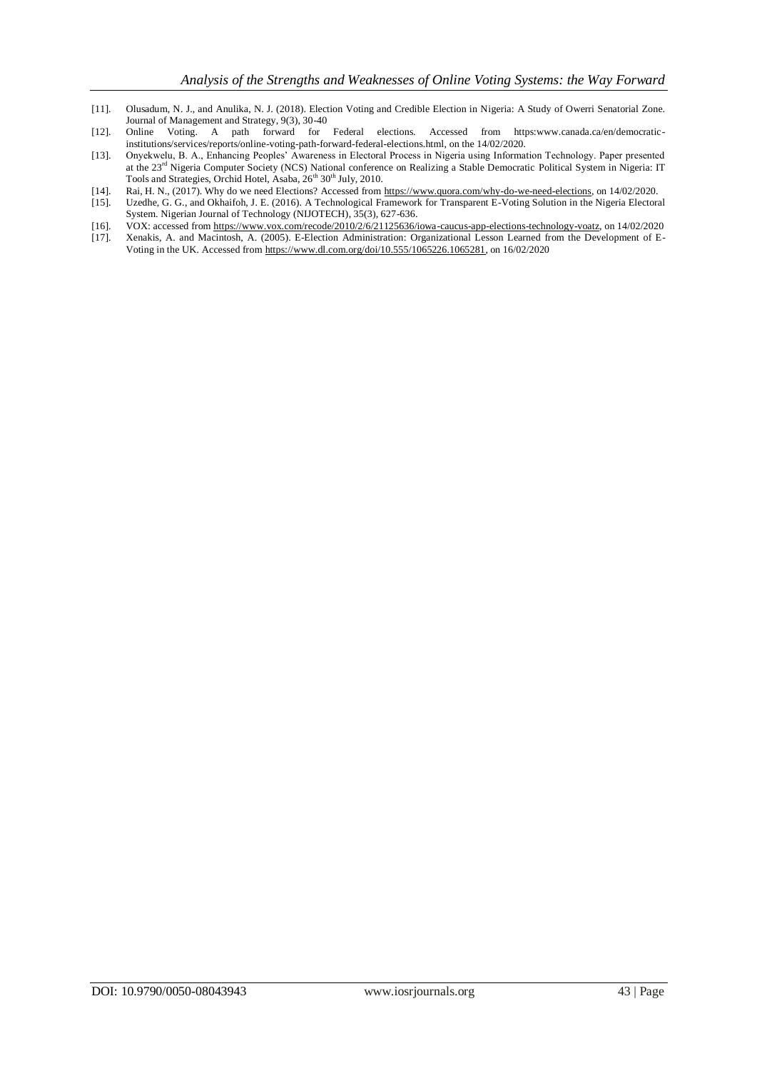[11]. Olusadum, N. J., and Anulika, N. J. (2018). Election Voting and Credible Election in Nigeria: A Study of Owerri Senatorial Zone. Journal of Management and Strategy, 9(3), 30-40

[12]. Online Voting. A path forward for Federal elections. Accessed from https:www.canada.ca/en/democratic-institutions/services/reports/online-voting-path-forward-federal-elections.html, on the 14/02/2020.

[13]. Onyekwelu, B. A., Enhancing Peoples' Awareness in Electoral Process in Nigeria using Information Technology. Paper presented at the 23rd Nigeria Computer Society (NCS) National conference on Realizing a Stable Democratic Political System in Nigeria: IT Tools and Strategies, Orchid Hotel, Asaba, 26th 30th July, 2010.

[14]. Rai, H. N., (2017). Why do we need Elections? Accessed from https://www.quora.com/why-do-we-need-elections, on 14/02/2020.

[15]. Uzedhe, G. G., and Okhaifoh, J. E. (2016). A Technological Framework for Transparent E-Voting Solution in the Nigeria Electoral System. Nigerian Journal of Technology (NIJOTECH), 35(3), 627-636.

[16]. VOX: accessed from https://www.vox.com/recode/2010/2/6/21125636/iowa-caucus-app-elections-technology-voatz, on 14/02/2020

[17]. Xenakis, A. and Macintosh, A. (2005). E-Election Administration: Organizational Lesson Learned from the Development of E-Voting in the UK. Accessed from https://www.dl.com.org/doi/10.555/1065226.1065281, on 16/02/2020